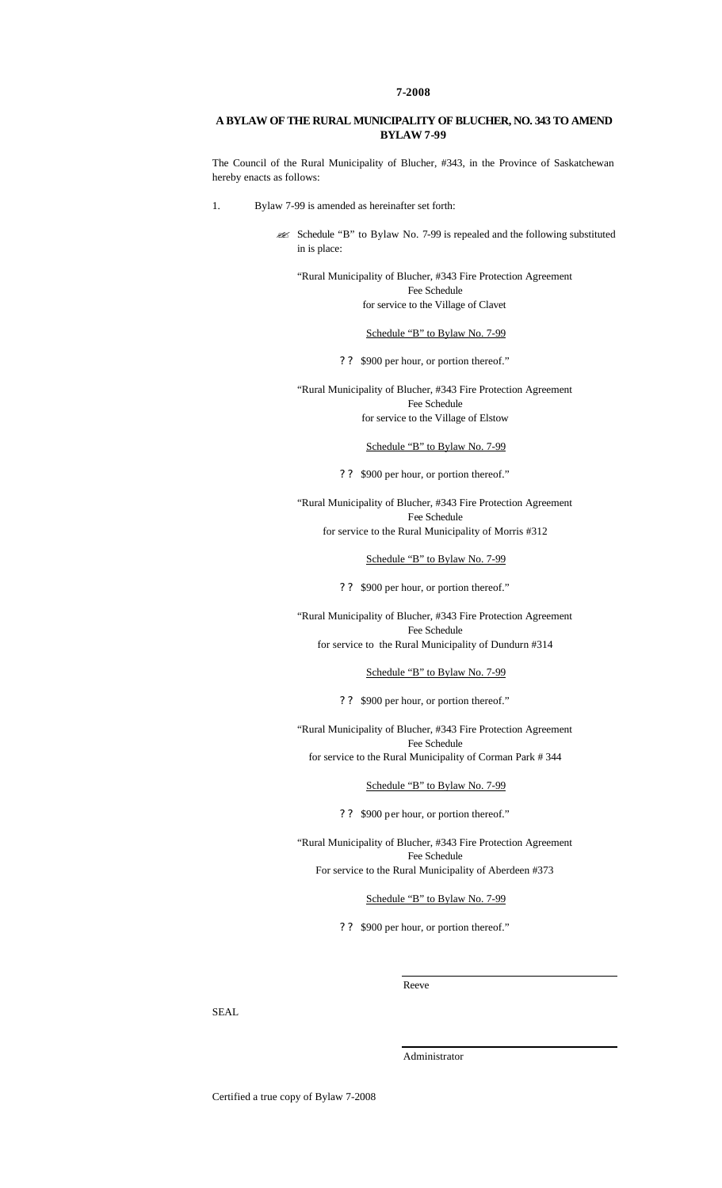**7-2008**

## A BYLAW OF THE RURAL MUNICIPALITY OF BLUCHER, NO. 343 TO AMEND BYLAW 7-99

The Council of the Rural Municipality of Blucher, #343, in the Province of Saskatchewan hereby enacts as follows:

1. Bylaw 7-99 is amended as hereinafter set forth:

   - Schedule "B" to Bylaw No. 7-99 is repealed and the following substituted in its place:

"Rural Municipality of Blucher, #343 Fire Protection Agreement
Fee Schedule
for service to the Village of Clavet

Schedule "B" to Bylaw No. 7-99

- $900 per hour, or portion thereof."

"Rural Municipality of Blucher, #343 Fire Protection Agreement
Fee Schedule
for service to the Village of Elstow

Schedule "B" to Bylaw No. 7-99

- $900 per hour, or portion thereof."

"Rural Municipality of Blucher, #343 Fire Protection Agreement
Fee Schedule
for service to the Rural Municipality of Morris #312

Schedule "B" to Bylaw No. 7-99

- $900 per hour, or portion thereof."

"Rural Municipality of Blucher, #343 Fire Protection Agreement
Fee Schedule
for service to the Rural Municipality of Dundurn #314

Schedule "B" to Bylaw No. 7-99

- $900 per hour, or portion thereof."

"Rural Municipality of Blucher, #343 Fire Protection Agreement
Fee Schedule
for service to the Rural Municipality of Corman Park # 344

Schedule "B" to Bylaw No. 7-99

- $900 per hour, or portion thereof."

"Rural Municipality of Blucher, #343 Fire Protection Agreement
Fee Schedule
For service to the Rural Municipality of Aberdeen #373

Schedule "B" to Bylaw No. 7-99

- $900 per hour, or portion thereof."

Reeve

SEAL

Administrator

Certified a true copy of Bylaw 7-2008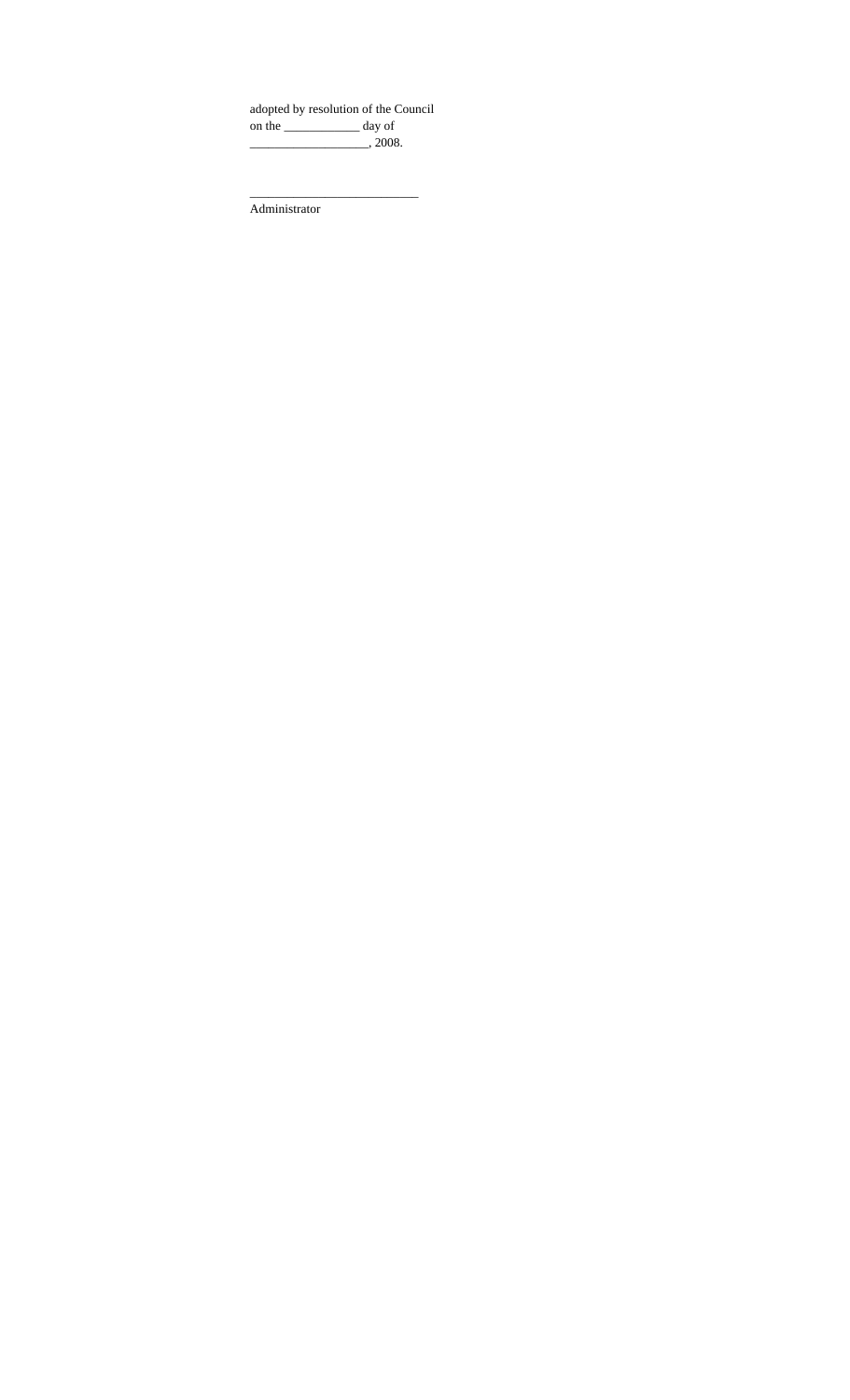adopted by resolution of the Council
on the ____________ day of
___________________, 2008.

___________________________
Administrator